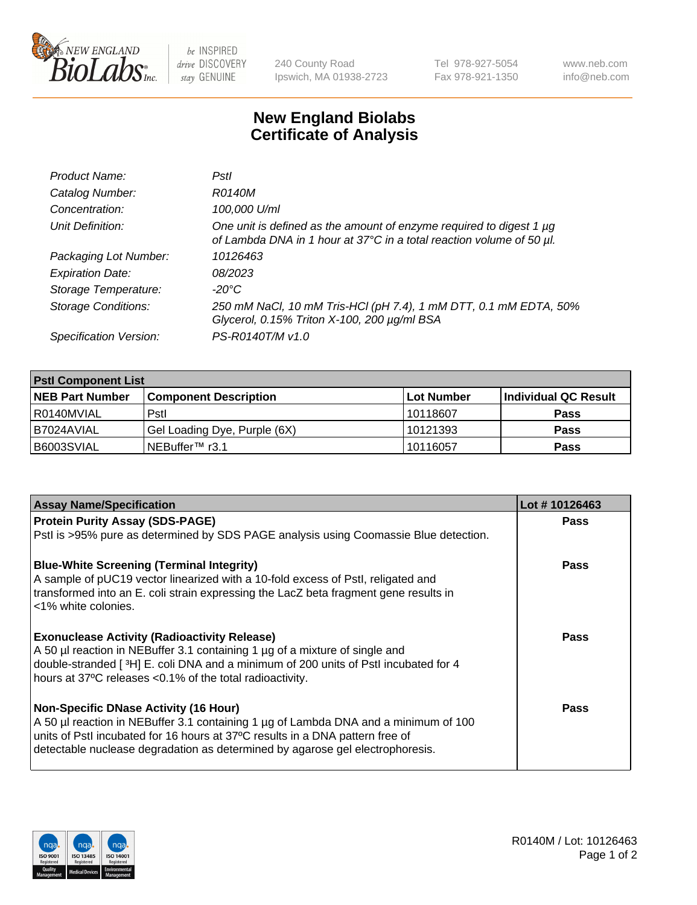New England BioLabs Inc. — be INSPIRED drive DISCOVERY stay GENUINE

240 County Road
Ipswich, MA 01938-2723

Tel 978-927-5054
Fax 978-921-1350

www.neb.com
info@neb.com

# New England Biolabs Certificate of Analysis

| | |
|---|---|
| *Product Name:* | *PstI* |
| *Catalog Number:* | *R0140M* |
| *Concentration:* | *100,000 U/ml* |
| *Unit Definition:* | *One unit is defined as the amount of enzyme required to digest 1 µg of Lambda DNA in 1 hour at 37°C in a total reaction volume of 50 µl.* |
| *Packaging Lot Number:* | *10126463* |
| *Expiration Date:* | *08/2023* |
| *Storage Temperature:* | *-20°C* |
| *Storage Conditions:* | *250 mM NaCl, 10 mM Tris-HCl (pH 7.4), 1 mM DTT, 0.1 mM EDTA, 50% Glycerol, 0.15% Triton X-100, 200 µg/ml BSA* |
| *Specification Version:* | *PS-R0140T/M v1.0* |

**PstI Component List**

| NEB Part Number | Component Description | Lot Number | Individual QC Result |
|---|---|---|---|
| R0140MVIAL | PstI | 10118607 | **Pass** |
| B7024AVIAL | Gel Loading Dye, Purple (6X) | 10121393 | **Pass** |
| B6003SVIAL | NEBuffer™ r3.1 | 10116057 | **Pass** |

| Assay Name/Specification | Lot # 10126463 |
|---|---|
| **Protein Purity Assay (SDS-PAGE)**<br>PstI is >95% pure as determined by SDS PAGE analysis using Coomassie Blue detection. | **Pass** |
| **Blue-White Screening (Terminal Integrity)**<br>A sample of pUC19 vector linearized with a 10-fold excess of PstI, religated and transformed into an E. coli strain expressing the LacZ beta fragment gene results in <1% white colonies. | **Pass** |
| **Exonuclease Activity (Radioactivity Release)**<br>A 50 µl reaction in NEBuffer 3.1 containing 1 µg of a mixture of single and double-stranded [ $^{3}$H] E. coli DNA and a minimum of 200 units of PstI incubated for 4 hours at 37ºC releases <0.1% of the total radioactivity. | **Pass** |
| **Non-Specific DNase Activity (16 Hour)**<br>A 50 µl reaction in NEBuffer 3.1 containing 1 µg of Lambda DNA and a minimum of 100 units of PstI incubated for 16 hours at 37ºC results in a DNA pattern free of detectable nuclease degradation as determined by agarose gel electrophoresis. | **Pass** |

R0140M / Lot: 10126463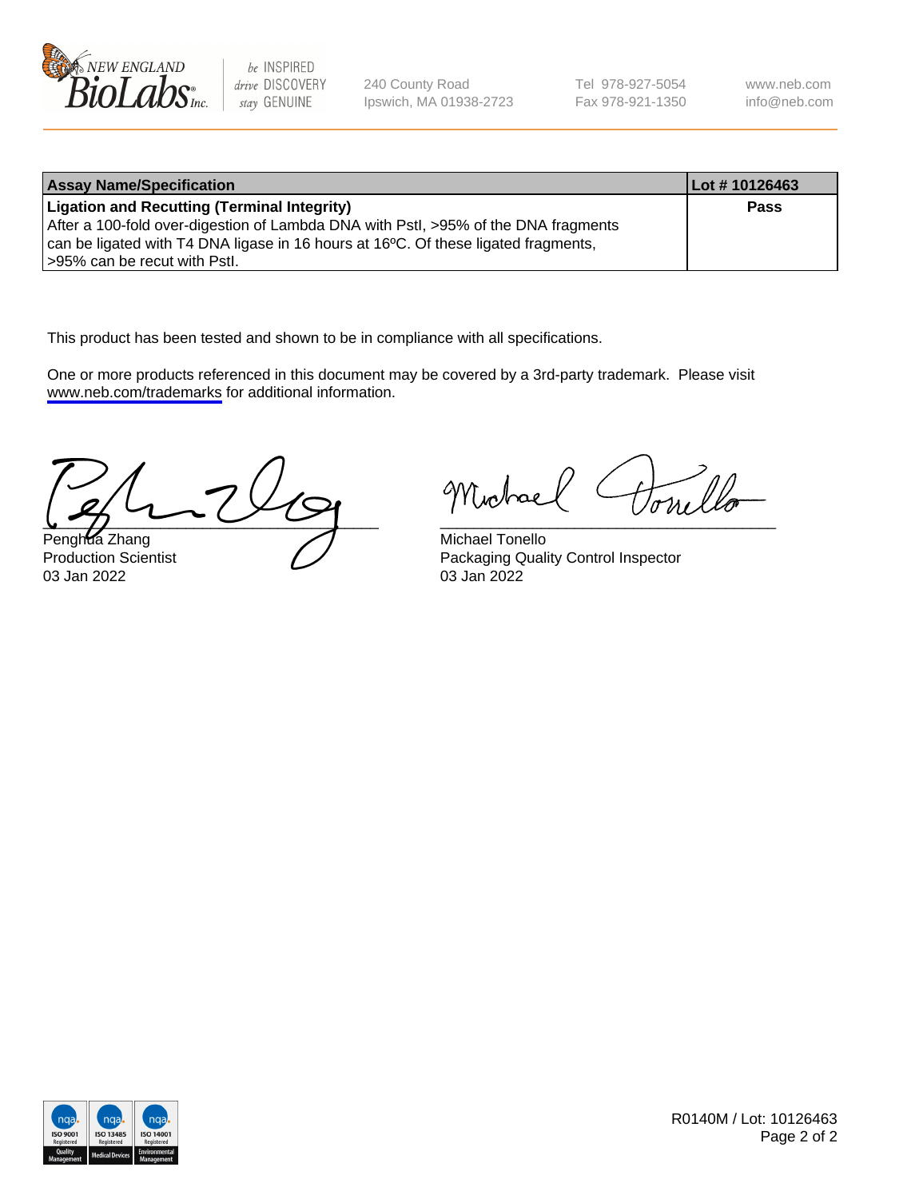| Assay Name/Specification | Lot # 10126463 |
| --- | --- |
| **Ligation and Recutting (Terminal Integrity)** After a 100-fold over-digestion of Lambda DNA with PstI, >95% of the DNA fragments can be ligated with T4 DNA ligase in 16 hours at 16ºC. Of these ligated fragments, >95% can be recut with PstI. | **Pass** |

This product has been tested and shown to be in compliance with all specifications.

One or more products referenced in this document may be covered by a 3rd-party trademark. Please visit www.neb.com/trademarks for additional information.

Penghua Zhang
Production Scientist
03 Jan 2022

Michael Tonello
Packaging Quality Control Inspector
03 Jan 2022

R0140M / Lot: 10126463